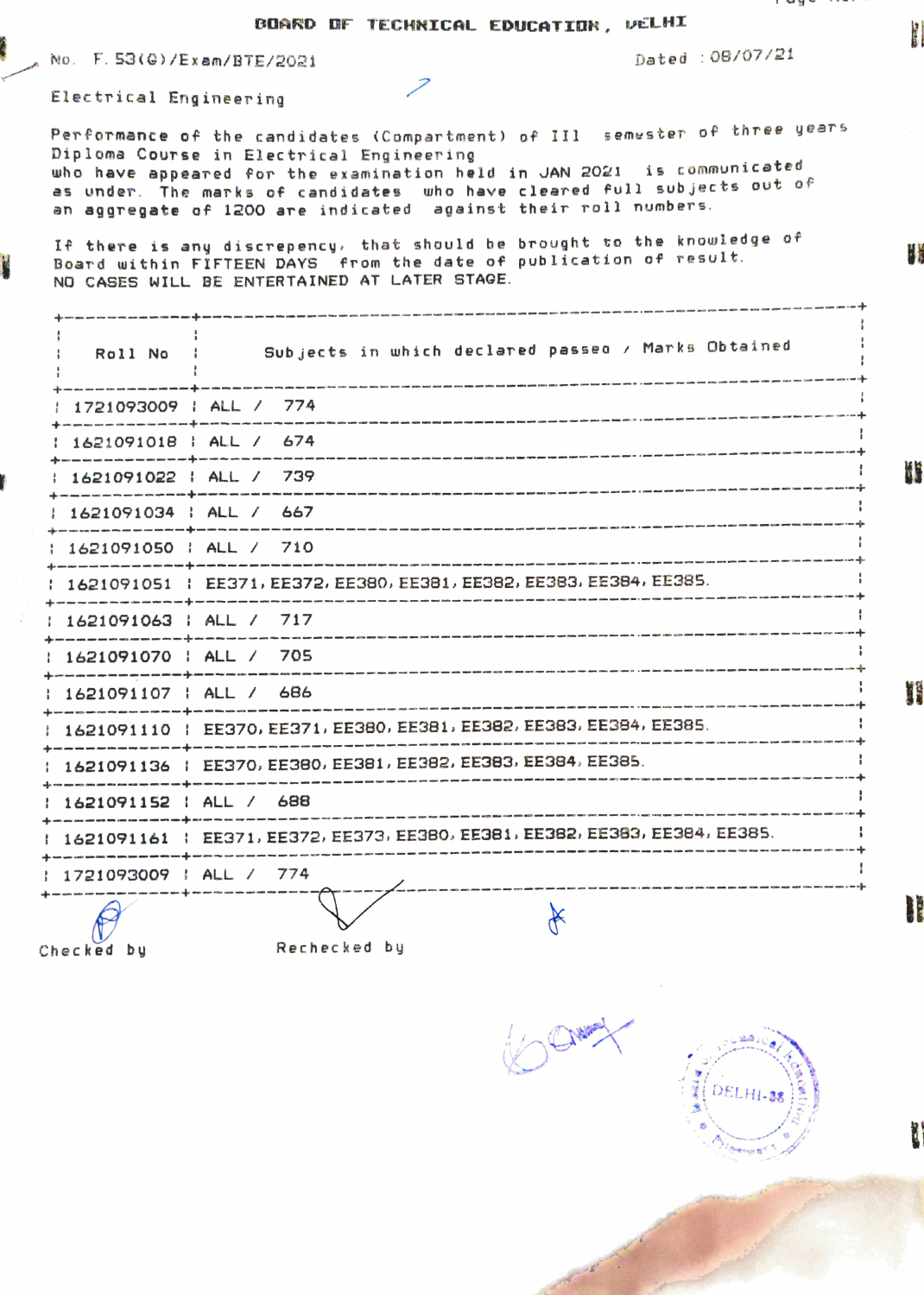# BOARD OF TECHNICAL EDUCATION, DELHI

No. F.53(G)/Exam/BTE/2021 Dated : 08/07/21

Electrical Engineering

Performance of the candidates (Compartment) of III semester of three years Diploma Course in Electrical Engineering who have appeared for the examination held in JAN 2021 is communicated as under. The marks of candidates who have cleared full subjects out of an aggregate of 1200 are indicated against their roll numbers.

If there is any discrepency, that should be brought to the knowledge of Board within FIFTEEN DAYS from the date of publication of result. NO CASES WILL BE ENTERTAINED AT LATER STAGE.

| Roll No | Subjects in which declared passed / Marks Obtained |
|---|---|
| 1721093009 | ALL / 774 |
| 1621091018 | ALL / 674 |
| 1621091022 | ALL / 739 |
| 1621091034 | ALL / 667 |
| 1621091050 | ALL / 710 |
| 1621091051 | EE371, EE372, EE380, EE381, EE382, EE383, EE384, EE385. |
| 1621091063 | ALL / 717 |
| 1621091070 | ALL / 705 |
| 1621091107 | ALL / 686 |
| 1621091110 | EE370, EE371, EE380, EE381, EE382, EE383, EE384, EE385. |
| 1621091136 | EE370, EE380, EE381, EE382, EE383, EE384, EE385. |
| 1621091152 | ALL / 688 |
| 1621091161 | EE371, EE372, EE373, EE380, EE381, EE382, EE383, EE384, EE385. |
| 1721093009 | ALL / 774 |

Checked by Rechecked by

DELHI-38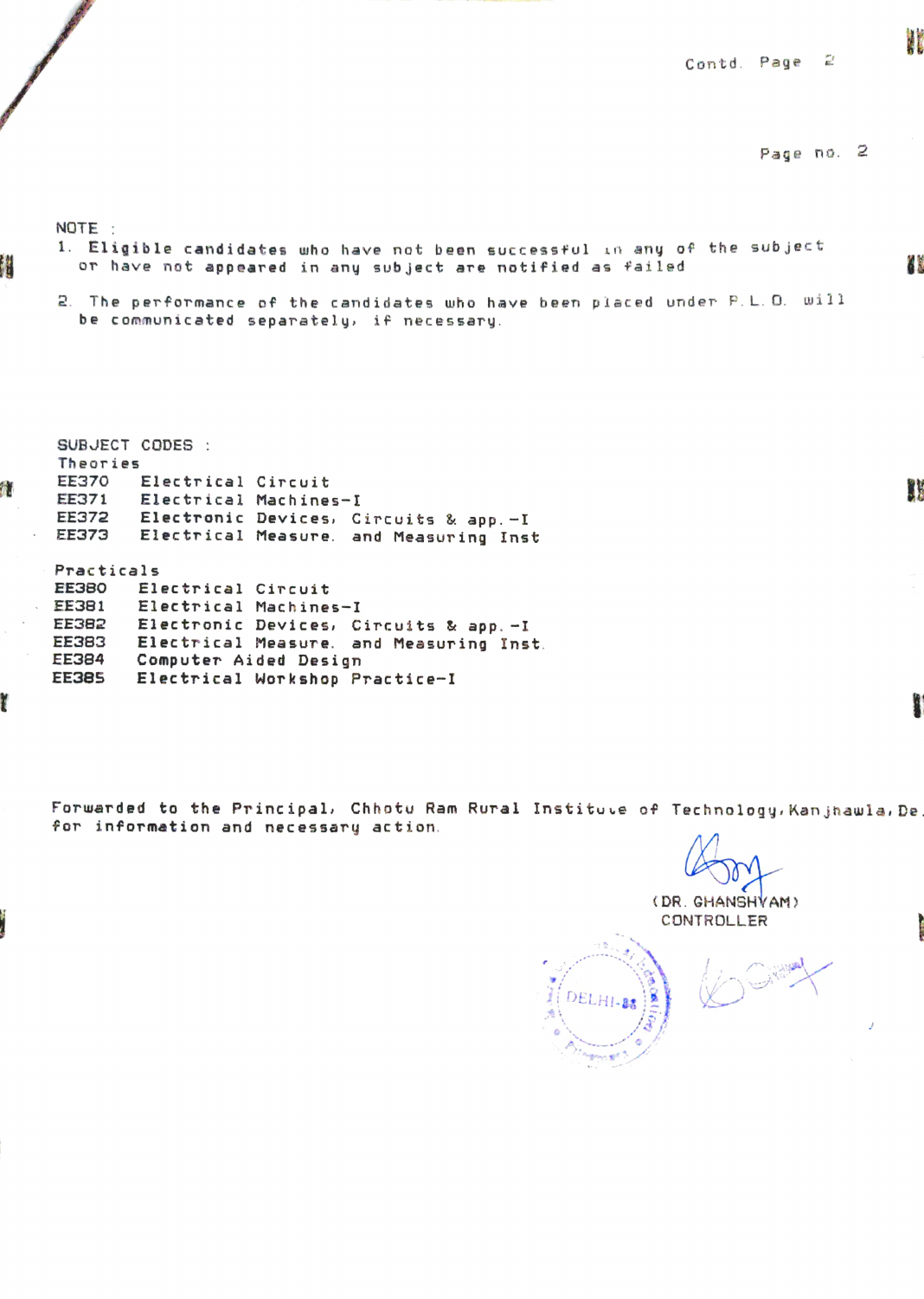Contd. Page 2

**NOTE :**

1. Eligible candidates who have not been successful in any of the subject or have not appeared in any subject are notified as failed
2. The performance of the candidates who have been placed under P.L.O. will be communicated separately, if necessary.

**SUBJECT CODES :**

Theories

| | |
|---|---|
| EE370 | Electrical Circuit |
| EE371 | Electrical Machines-I |
| EE372 | Electronic Devices, Circuits & app.-I |
| EE373 | Electrical Measure. and Measuring Inst |

Practicals

| | |
|---|---|
| EE380 | Electrical Circuit |
| EE381 | Electrical Machines-I |
| EE382 | Electronic Devices, Circuits & app.-I |
| EE383 | Electrical Measure. and Measuring Inst. |
| EE384 | Computer Aided Design |
| EE385 | Electrical Workshop Practice-I |

Forwarded to the Principal, Chhotu Ram Rural Institute of Technology, Kanjhawla, De. for information and necessary action.

(DR. GHANSHYAM)
CONTROLLER

DELHI-88